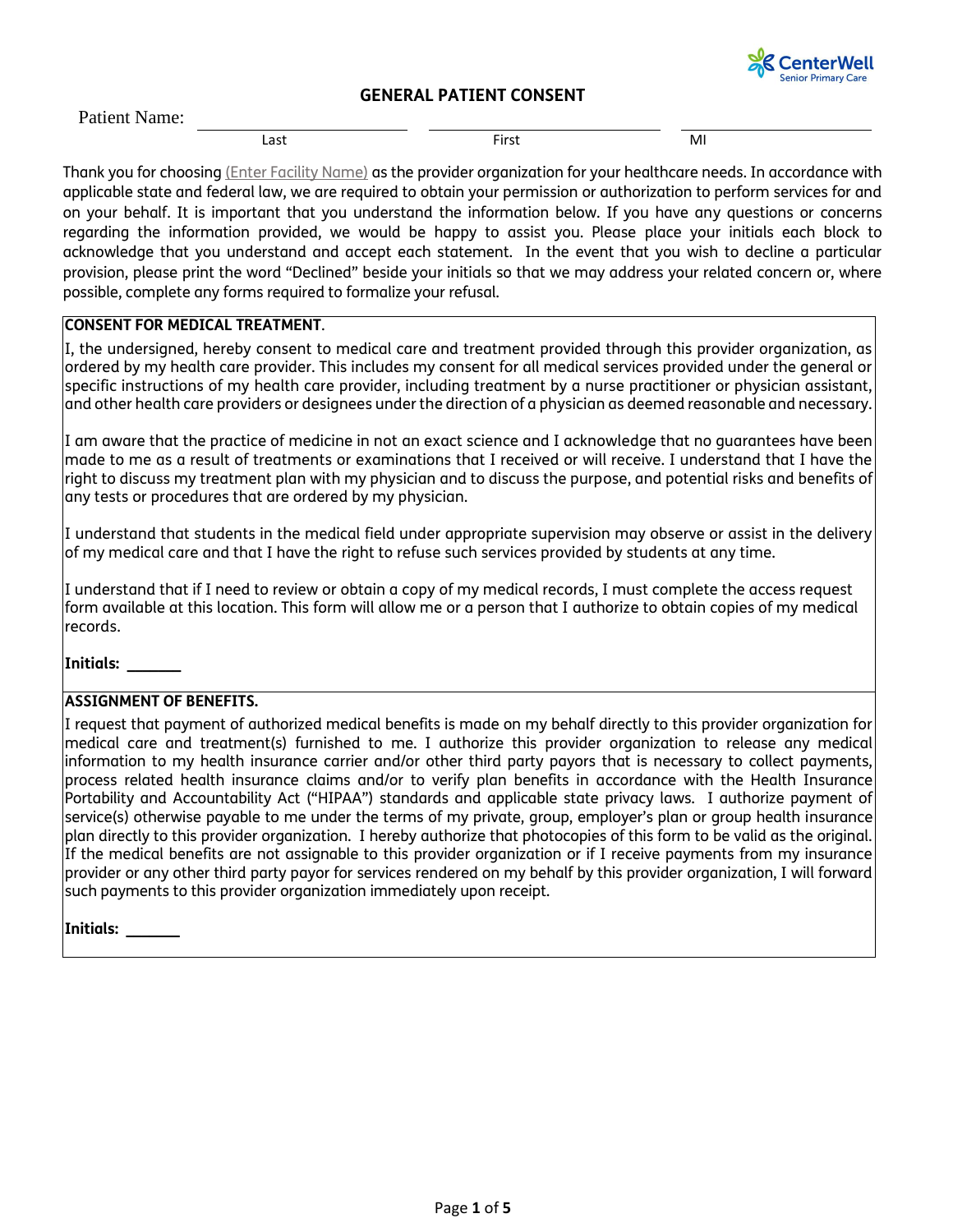CenterWell Senior Primary Care

# GENERAL PATIENT CONSENT

Patient Name: ______________________ ______________________ ______________________
Last First MI

Thank you for choosing (Enter Facility Name) as the provider organization for your healthcare needs. In accordance with applicable state and federal law, we are required to obtain your permission or authorization to perform services for and on your behalf. It is important that you understand the information below. If you have any questions or concerns regarding the information provided, we would be happy to assist you. Please place your initials each block to acknowledge that you understand and accept each statement. In the event that you wish to decline a particular provision, please print the word "Declined" beside your initials so that we may address your related concern or, where possible, complete any forms required to formalize your refusal.

**CONSENT FOR MEDICAL TREATMENT**.

I, the undersigned, hereby consent to medical care and treatment provided through this provider organization, as ordered by my health care provider. This includes my consent for all medical services provided under the general or specific instructions of my health care provider, including treatment by a nurse practitioner or physician assistant, and other health care providers or designees under the direction of a physician as deemed reasonable and necessary.

I am aware that the practice of medicine in not an exact science and I acknowledge that no guarantees have been made to me as a result of treatments or examinations that I received or will receive. I understand that I have the right to discuss my treatment plan with my physician and to discuss the purpose, and potential risks and benefits of any tests or procedures that are ordered by my physician.

I understand that students in the medical field under appropriate supervision may observe or assist in the delivery of my medical care and that I have the right to refuse such services provided by students at any time.

I understand that if I need to review or obtain a copy of my medical records, I must complete the access request form available at this location. This form will allow me or a person that I authorize to obtain copies of my medical records.

**Initials:** ______

**ASSIGNMENT OF BENEFITS.**

I request that payment of authorized medical benefits is made on my behalf directly to this provider organization for medical care and treatment(s) furnished to me. I authorize this provider organization to release any medical information to my health insurance carrier and/or other third party payors that is necessary to collect payments, process related health insurance claims and/or to verify plan benefits in accordance with the Health Insurance Portability and Accountability Act ("HIPAA") standards and applicable state privacy laws. I authorize payment of service(s) otherwise payable to me under the terms of my private, group, employer's plan or group health insurance plan directly to this provider organization. I hereby authorize that photocopies of this form to be valid as the original. If the medical benefits are not assignable to this provider organization or if I receive payments from my insurance provider or any other third party payor for services rendered on my behalf by this provider organization, I will forward such payments to this provider organization immediately upon receipt.

**Initials:** ______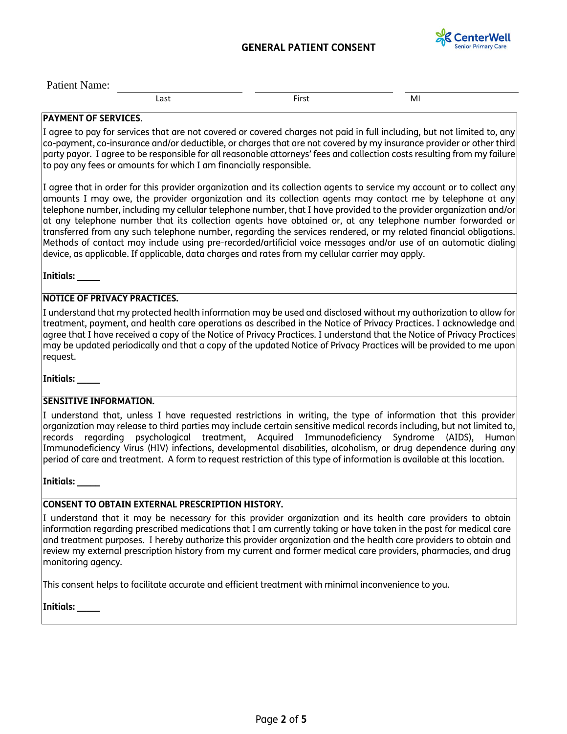# GENERAL PATIENT CONSENT

CenterWell Senior Primary Care

Patient Name: ____________________ ____________________ ____________________

Last First MI

**PAYMENT OF SERVICES**.

I agree to pay for services that are not covered or covered charges not paid in full including, but not limited to, any co-payment, co-insurance and/or deductible, or charges that are not covered by my insurance provider or other third party payor. I agree to be responsible for all reasonable attorneys' fees and collection costs resulting from my failure to pay any fees or amounts for which I am financially responsible.

I agree that in order for this provider organization and its collection agents to service my account or to collect any amounts I may owe, the provider organization and its collection agents may contact me by telephone at any telephone number, including my cellular telephone number, that I have provided to the provider organization and/or at any telephone number that its collection agents have obtained or, at any telephone number forwarded or transferred from any such telephone number, regarding the services rendered, or my related financial obligations. Methods of contact may include using pre-recorded/artificial voice messages and/or use of an automatic dialing device, as applicable. If applicable, data charges and rates from my cellular carrier may apply.

**Initials: _____**

**NOTICE OF PRIVACY PRACTICES.**

I understand that my protected health information may be used and disclosed without my authorization to allow for treatment, payment, and health care operations as described in the Notice of Privacy Practices. I acknowledge and agree that I have received a copy of the Notice of Privacy Practices. I understand that the Notice of Privacy Practices may be updated periodically and that a copy of the updated Notice of Privacy Practices will be provided to me upon request.

**Initials: _____**

**SENSITIVE INFORMATION.**

I understand that, unless I have requested restrictions in writing, the type of information that this provider organization may release to third parties may include certain sensitive medical records including, but not limited to, records regarding psychological treatment, Acquired Immunodeficiency Syndrome (AIDS), Human Immunodeficiency Virus (HIV) infections, developmental disabilities, alcoholism, or drug dependence during any period of care and treatment. A form to request restriction of this type of information is available at this location.

**Initials: _____**

**CONSENT TO OBTAIN EXTERNAL PRESCRIPTION HISTORY.**

I understand that it may be necessary for this provider organization and its health care providers to obtain information regarding prescribed medications that I am currently taking or have taken in the past for medical care and treatment purposes. I hereby authorize this provider organization and the health care providers to obtain and review my external prescription history from my current and former medical care providers, pharmacies, and drug monitoring agency.

This consent helps to facilitate accurate and efficient treatment with minimal inconvenience to you.

**Initials: _____**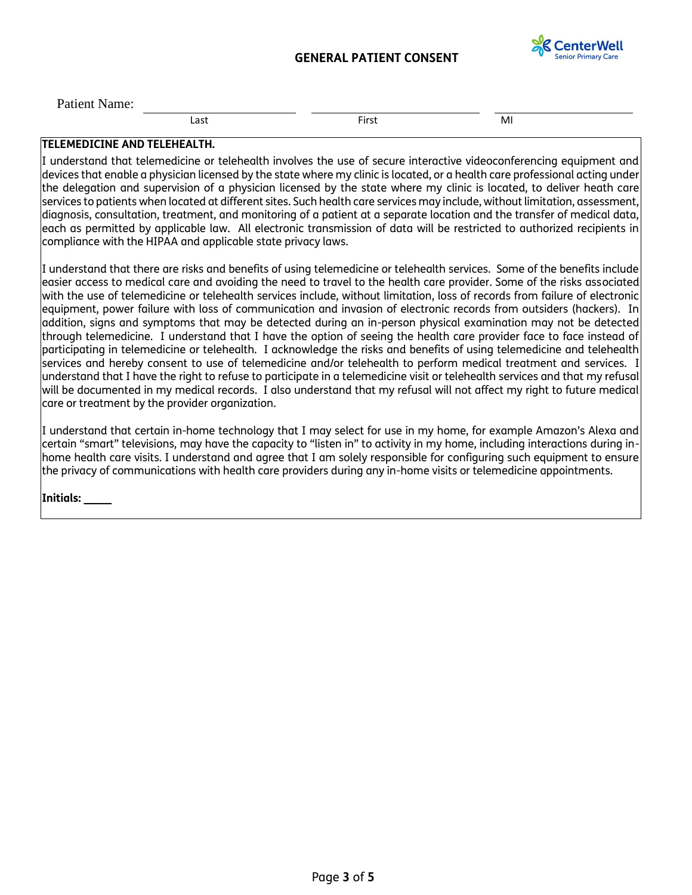## GENERAL PATIENT CONSENT

CenterWell Senior Primary Care

Patient Name: ______________________ ______________________ ______________________
Last First MI

**TELEMEDICINE AND TELEHEALTH.**

I understand that telemedicine or telehealth involves the use of secure interactive videoconferencing equipment and devices that enable a physician licensed by the state where my clinic is located, or a health care professional acting under the delegation and supervision of a physician licensed by the state where my clinic is located, to deliver heath care services to patients when located at different sites. Such health care services may include, without limitation, assessment, diagnosis, consultation, treatment, and monitoring of a patient at a separate location and the transfer of medical data, each as permitted by applicable law. All electronic transmission of data will be restricted to authorized recipients in compliance with the HIPAA and applicable state privacy laws.

I understand that there are risks and benefits of using telemedicine or telehealth services. Some of the benefits include easier access to medical care and avoiding the need to travel to the health care provider. Some of the risks associated with the use of telemedicine or telehealth services include, without limitation, loss of records from failure of electronic equipment, power failure with loss of communication and invasion of electronic records from outsiders (hackers). In addition, signs and symptoms that may be detected during an in-person physical examination may not be detected through telemedicine. I understand that I have the option of seeing the health care provider face to face instead of participating in telemedicine or telehealth. I acknowledge the risks and benefits of using telemedicine and telehealth services and hereby consent to use of telemedicine and/or telehealth to perform medical treatment and services. I understand that I have the right to refuse to participate in a telemedicine visit or telehealth services and that my refusal will be documented in my medical records. I also understand that my refusal will not affect my right to future medical care or treatment by the provider organization.

I understand that certain in-home technology that I may select for use in my home, for example Amazon's Alexa and certain "smart" televisions, may have the capacity to "listen in" to activity in my home, including interactions during in-home health care visits. I understand and agree that I am solely responsible for configuring such equipment to ensure the privacy of communications with health care providers during any in-home visits or telemedicine appointments.

**Initials:** _____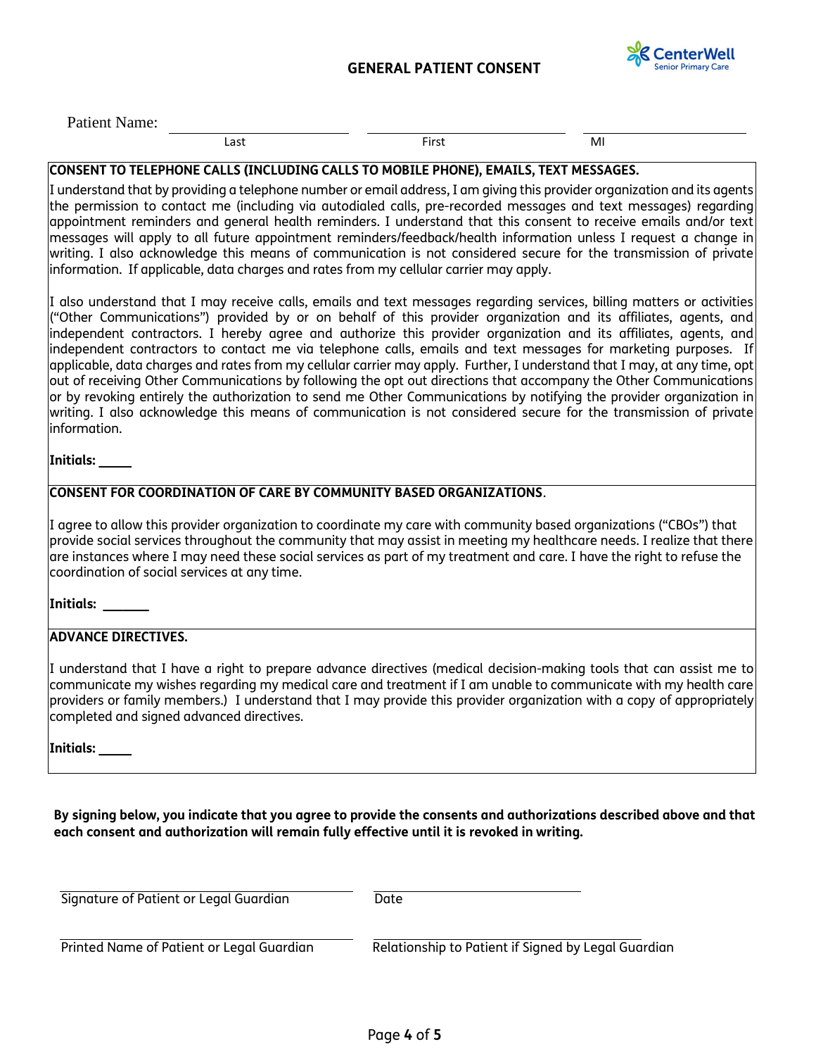# GENERAL PATIENT CONSENT

CenterWell Senior Primary Care

Patient Name: ______________________ ______________________ ______________________
Last First MI

**CONSENT TO TELEPHONE CALLS (INCLUDING CALLS TO MOBILE PHONE), EMAILS, TEXT MESSAGES.**

I understand that by providing a telephone number or email address, I am giving this provider organization and its agents the permission to contact me (including via autodialed calls, pre-recorded messages and text messages) regarding appointment reminders and general health reminders. I understand that this consent to receive emails and/or text messages will apply to all future appointment reminders/feedback/health information unless I request a change in writing. I also acknowledge this means of communication is not considered secure for the transmission of private information. If applicable, data charges and rates from my cellular carrier may apply.

I also understand that I may receive calls, emails and text messages regarding services, billing matters or activities ("Other Communications") provided by or on behalf of this provider organization and its affiliates, agents, and independent contractors. I hereby agree and authorize this provider organization and its affiliates, agents, and independent contractors to contact me via telephone calls, emails and text messages for marketing purposes. If applicable, data charges and rates from my cellular carrier may apply. Further, I understand that I may, at any time, opt out of receiving Other Communications by following the opt out directions that accompany the Other Communications or by revoking entirely the authorization to send me Other Communications by notifying the provider organization in writing. I also acknowledge this means of communication is not considered secure for the transmission of private information.

**Initials:** _____

**CONSENT FOR COORDINATION OF CARE BY COMMUNITY BASED ORGANIZATIONS**.

I agree to allow this provider organization to coordinate my care with community based organizations ("CBOs") that provide social services throughout the community that may assist in meeting my healthcare needs. I realize that there are instances where I may need these social services as part of my treatment and care. I have the right to refuse the coordination of social services at any time.

**Initials:** _______

**ADVANCE DIRECTIVES.**

I understand that I have a right to prepare advance directives (medical decision-making tools that can assist me to communicate my wishes regarding my medical care and treatment if I am unable to communicate with my health care providers or family members.) I understand that I may provide this provider organization with a copy of appropriately completed and signed advanced directives.

**Initials:** _____

**By signing below, you indicate that you agree to provide the consents and authorizations described above and that each consent and authorization will remain fully effective until it is revoked in writing.**

______________________________________ ______________________________
Signature of Patient or Legal Guardian Date

______________________________________ ______________________________
Printed Name of Patient or Legal Guardian Relationship to Patient if Signed by Legal Guardian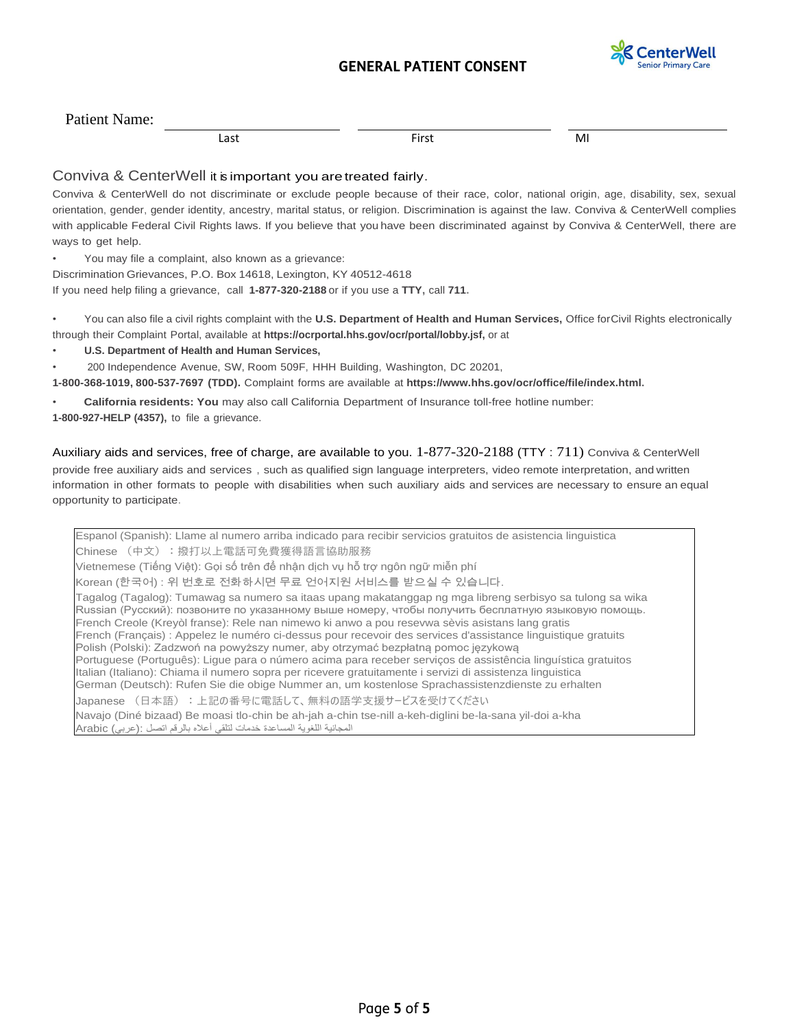# GENERAL PATIENT CONSENT

CenterWell Senior Primary Care

Patient Name: ______________________ ______________________ ______________________
Last First MI

## Conviva & CenterWell it is important you are treated fairly.

Conviva & CenterWell do not discriminate or exclude people because of their race, color, national origin, age, disability, sex, sexual orientation, gender, gender identity, ancestry, marital status, or religion. Discrimination is against the law. Conviva & CenterWell complies with applicable Federal Civil Rights laws. If you believe that you have been discriminated against by Conviva & CenterWell, there are ways to get help.

- You may file a complaint, also known as a grievance:

Discrimination Grievances, P.O. Box 14618, Lexington, KY 40512-4618

If you need help filing a grievance, call **1-877-320-2188** or if you use a **TTY,** call **711**.

- You can also file a civil rights complaint with the **U.S. Department of Health and Human Services,** Office for Civil Rights electronically through their Complaint Portal, available at **https://ocrportal.hhs.gov/ocr/portal/lobby.jsf,** or at
- **U.S. Department of Health and Human Services,**
- 200 Independence Avenue, SW, Room 509F, HHH Building, Washington, DC 20201,

**1-800-368-1019, 800-537-7697 (TDD).** Complaint forms are available at **https://www.hhs.gov/ocr/office/file/index.html.**

- **California residents: You** may also call California Department of Insurance toll-free hotline number:

**1-800-927-HELP (4357),** to file a grievance.

Auxiliary aids and services, free of charge, are available to you. 1-877-320-2188 (TTY : 711) Conviva & CenterWell provide free auxiliary aids and services , such as qualified sign language interpreters, video remote interpretation, and written information in other formats to people with disabilities when such auxiliary aids and services are necessary to ensure an equal opportunity to participate.

Espanol (Spanish): Llame al numero arriba indicado para recibir servicios gratuitos de asistencia linguistica
Chinese （中文）：撥打以上電話可免費獲得語言協助服務
Vietnemese (Tiếng Việt): Gọi số trên để nhận dịch vụ hỗ trợ ngôn ngữ miễn phí
Korean (한국어) : 위 번호로 전화하시면 무료 언어지원 서비스를 받으실 수 있습니다.
Tagalog (Tagalog): Tumawag sa numero sa itaas upang makatanggap ng mga libreng serbisyo sa tulong sa wika
Russian (Русский): позвоните по указанному выше номеру, чтобы получить бесплатную языковую помощь.
French Creole (Kreyòl franse): Rele nan nimewo ki anwo a pou resevwa sèvis asistans lang gratis
French (Français) : Appelez le numéro ci-dessus pour recevoir des services d'assistance linguistique gratuits
Polish (Polski): Zadzwoń na powyższy numer, aby otrzymać bezpłatną pomoc językową
Portuguese (Português): Ligue para o número acima para receber serviços de assistência linguística gratuitos
Italian (Italiano): Chiama il numero sopra per ricevere gratuitamente i servizi di assistenza linguistica
German (Deutsch): Rufen Sie die obige Nummer an, um kostenlose Sprachassistenzdienste zu erhalten
Japanese （日本語）：上記の番号に電話して、無料の語学支援サービスを受けてください
Navajo (Diné bizaad) Be moasi tlo-chin be ah-jah a-chin tse-nill a-keh-diglini be-la-sana yil-doi a-kha
Arabic (عربي): اتصل بالرقم أعلاه لتلقي خدمات المساعدة اللغوية المجانية